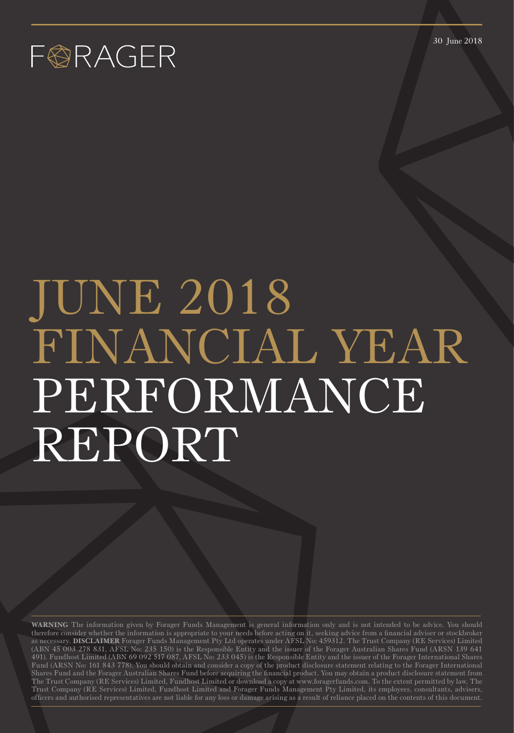FORAGER

30 June 2018

# JUNE 2018 FINANCIAL YEAR PERFORMANCE REPORT

**WARNING** The information given by Forager Funds Management is general information only and is not intended to be advice. You should therefore consider whether the information is appropriate to your needs before acting on it, seeking advice from a financial adviser or stockbroker as necessary. **DISCLAIMER** Forager Funds Management Pty Ltd operates under AFSL No: 459312. The Trust Company (RE Services) Limited (ABN 45 003 278 831, AFSL No: 235 150) is the Responsible Entity and the issuer of the Forager Australian Shares Fund (ARSN 139 641 491). Fundhost Limited (ABN 69 092 517 087, AFSL No: 233 045) is the Responsible Entity and the issuer of the Forager International Shares Fund (ARSN No: 161 843 778). You should obtain and consider a copy of the product disclosure statement relating to the Forager International Shares Fund and the Forager Australian Shares Fund before acquiring the financial product. You may obtain a product disclosure statement from The Trust Company (RE Services) Limited, Fundhost Limited or download a copy at www.foragerfunds.com. To the extent permitted by law, The Trust Company (RE Services) Limited, Fundhost Limited and Forager Funds Management Pty Limited, its employees, consultants, advisers, officers and authorised representatives are not liable for any loss or damage arising as a result of reliance placed on the contents of this document.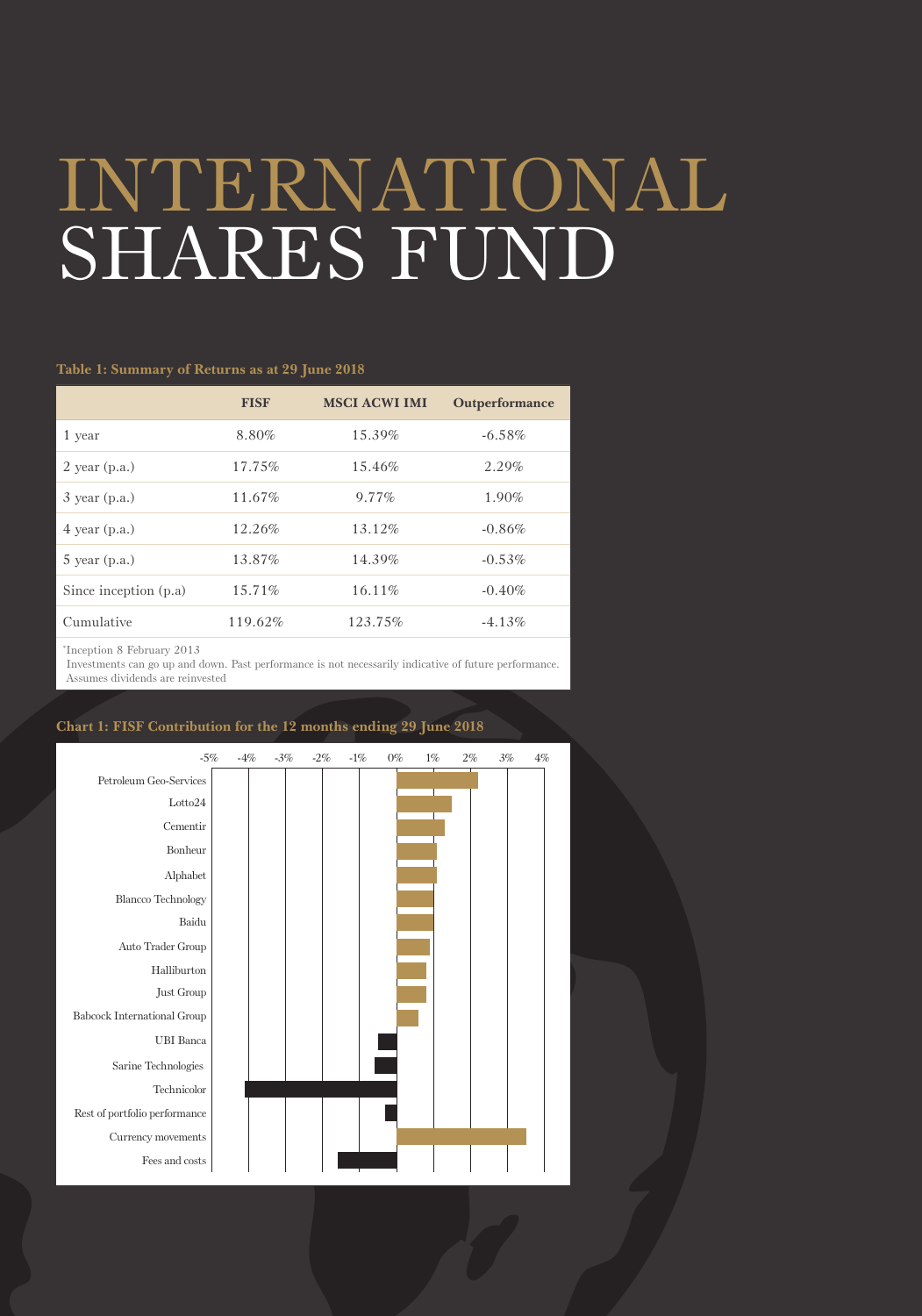# INTERNATIONAL SHARES FUND

**Table 1: Summary of Returns as at 29 June 2018**

| | FISF | MSCI ACWI IMI | Outperformance |
|---|---|---|---|
| 1 year | 8.80% | 15.39% | -6.58% |
| 2 year (p.a.) | 17.75% | 15.46% | 2.29% |
| 3 year (p.a.) | 11.67% | 9.77% | 1.90% |
| 4 year (p.a.) | 12.26% | 13.12% | -0.86% |
| 5 year (p.a.) | 13.87% | 14.39% | -0.53% |
| Since inception (p.a) | 15.71% | 16.11% | -0.40% |
| Cumulative | 119.62% | 123.75% | -4.13% |

*Inception 8 February 2013
Investments can go up and down. Past performance is not necessarily indicative of future performance.
Assumes dividends are reinvested

**Chart 1: FISF Contribution for the 12 months ending 29 June 2018**

-5% -4% -3% -2% -1% 0% 1% 2% 3% 4%

- Petroleum Geo-Services
- Lotto24
- Cementir
- Bonheur
- Alphabet
- Blancco Technology
- Baidu
- Auto Trader Group
- Halliburton
- Just Group
- Babcock International Group
- UBI Banca
- Sarine Technologies
- Technicolor
- Rest of portfolio performance
- Currency movements
- Fees and costs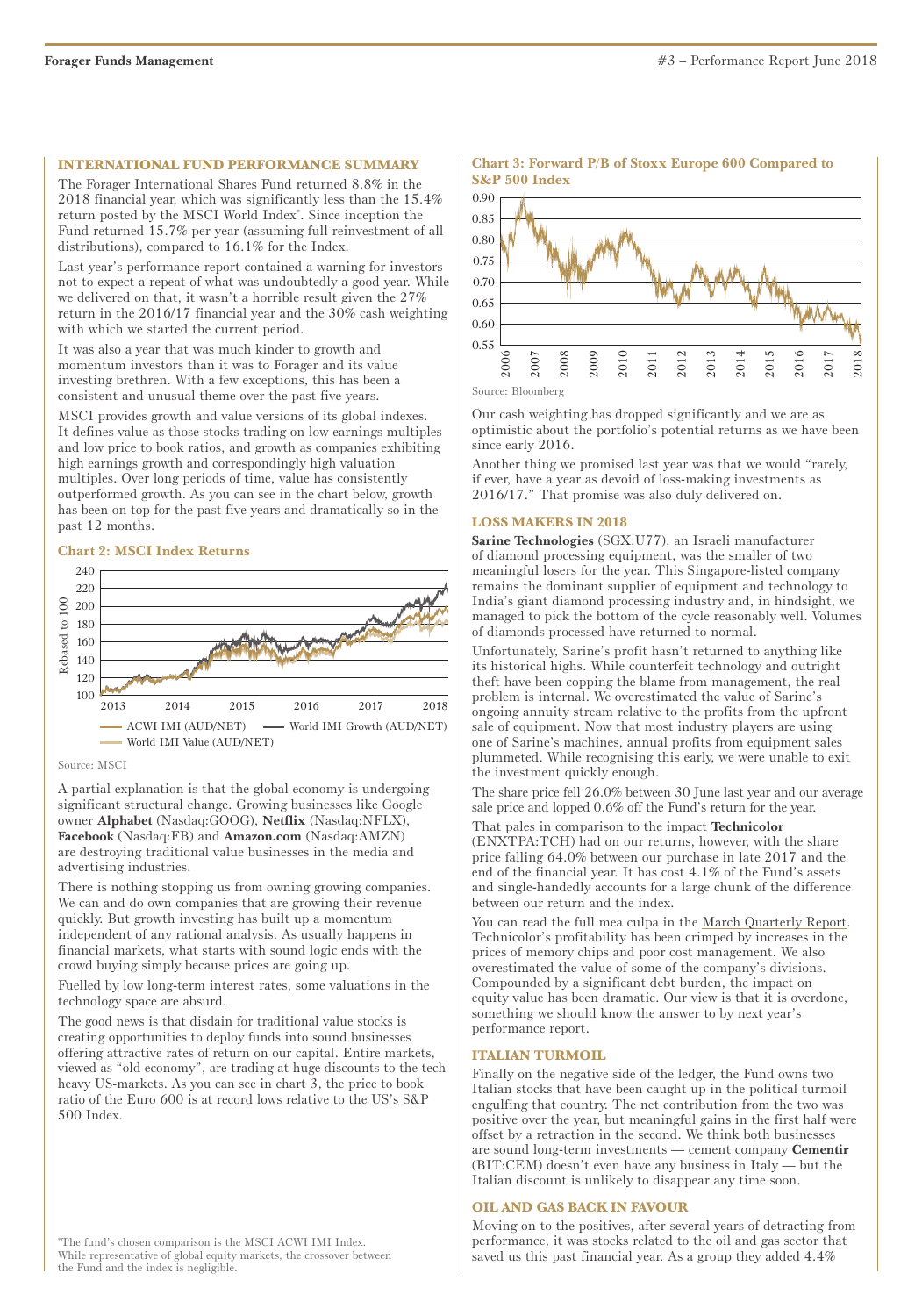## INTERNATIONAL FUND PERFORMANCE SUMMARY

The Forager International Shares Fund returned 8.8% in the 2018 financial year, which was significantly less than the 15.4% return posted by the MSCI World Index*. Since inception the Fund returned 15.7% per year (assuming full reinvestment of all distributions), compared to 16.1% for the Index.

Last year's performance report contained a warning for investors not to expect a repeat of what was undoubtedly a good year. While we delivered on that, it wasn't a horrible result given the 27% return in the 2016/17 financial year and the 30% cash weighting with which we started the current period.

It was also a year that was much kinder to growth and momentum investors than it was to Forager and its value investing brethren. With a few exceptions, this has been a consistent and unusual theme over the past five years.

MSCI provides growth and value versions of its global indexes. It defines value as those stocks trading on low earnings multiples and low price to book ratios, and growth as companies exhibiting high earnings growth and correspondingly high valuation multiples. Over long periods of time, value has consistently outperformed growth. As you can see in the chart below, growth has been on top for the past five years and dramatically so in the past 12 months.

**Chart 2: MSCI Index Returns**

Source: MSCI

A partial explanation is that the global economy is undergoing significant structural change. Growing businesses like Google owner **Alphabet** (Nasdaq:GOOG), **Netflix** (Nasdaq:NFLX), **Facebook** (Nasdaq:FB) and **Amazon.com** (Nasdaq:AMZN) are destroying traditional value businesses in the media and advertising industries.

There is nothing stopping us from owning growing companies. We can and do own companies that are growing their revenue quickly. But growth investing has built up a momentum independent of any rational analysis. As usually happens in financial markets, what starts with sound logic ends with the crowd buying simply because prices are going up.

Fuelled by low long-term interest rates, some valuations in the technology space are absurd.

The good news is that disdain for traditional value stocks is creating opportunities to deploy funds into sound businesses offering attractive rates of return on our capital. Entire markets, viewed as "old economy", are trading at huge discounts to the tech heavy US-markets. As you can see in chart 3, the price to book ratio of the Euro 600 is at record lows relative to the US's S&P 500 Index.

**Chart 3: Forward P/B of Stoxx Europe 600 Compared to S&P 500 Index**

Source: Bloomberg

Our cash weighting has dropped significantly and we are as optimistic about the portfolio's potential returns as we have been since early 2016.

Another thing we promised last year was that we would "rarely, if ever, have a year as devoid of loss-making investments as 2016/17." That promise was also duly delivered on.

## LOSS MAKERS IN 2018

**Sarine Technologies** (SGX:U77), an Israeli manufacturer of diamond processing equipment, was the smaller of two meaningful losers for the year. This Singapore-listed company remains the dominant supplier of equipment and technology to India's giant diamond processing industry and, in hindsight, we managed to pick the bottom of the cycle reasonably well. Volumes of diamonds processed have returned to normal.

Unfortunately, Sarine's profit hasn't returned to anything like its historical highs. While counterfeit technology and outright theft have been copping the blame from management, the real problem is internal. We overestimated the value of Sarine's ongoing annuity stream relative to the profits from the upfront sale of equipment. Now that most industry players are using one of Sarine's machines, annual profits from equipment sales plummeted. While recognising this early, we were unable to exit the investment quickly enough.

The share price fell 26.0% between 30 June last year and our average sale price and lopped 0.6% off the Fund's return for the year.

That pales in comparison to the impact **Technicolor** (ENXTPA:TCH) had on our returns, however, with the share price falling 64.0% between our purchase in late 2017 and the end of the financial year. It has cost 4.1% of the Fund's assets and single-handedly accounts for a large chunk of the difference between our return and the index.

You can read the full mea culpa in the March Quarterly Report. Technicolor's profitability has been crimped by increases in the prices of memory chips and poor cost management. We also overestimated the value of some of the company's divisions. Compounded by a significant debt burden, the impact on equity value has been dramatic. Our view is that it is overdone, something we should know the answer to by next year's performance report.

## ITALIAN TURMOIL

Finally on the negative side of the ledger, the Fund owns two Italian stocks that have been caught up in the political turmoil engulfing that country. The net contribution from the two was positive over the year, but meaningful gains in the first half were offset by a retraction in the second. We think both businesses are sound long-term investments — cement company **Cementir** (BIT:CEM) doesn't even have any business in Italy — but the Italian discount is unlikely to disappear any time soon.

## OIL AND GAS BACK IN FAVOUR

Moving on to the positives, after several years of detracting from performance, it was stocks related to the oil and gas sector that saved us this past financial year. As a group they added 4.4%

*The fund's chosen comparison is the MSCI ACWI IMI Index. While representative of global equity markets, the crossover between the Fund and the index is negligible.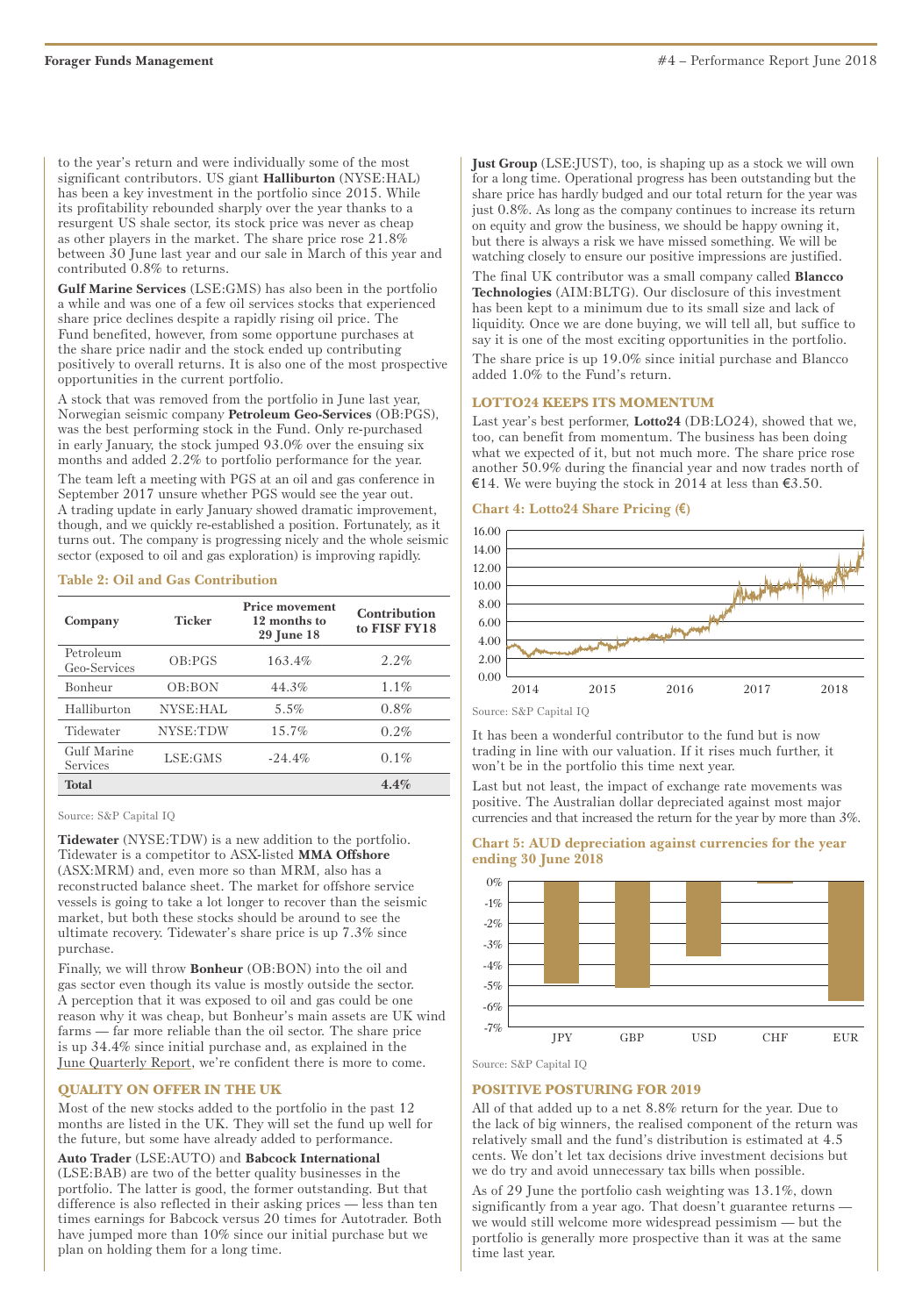to the year's return and were individually some of the most significant contributors. US giant **Halliburton** (NYSE:HAL) has been a key investment in the portfolio since 2015. While its profitability rebounded sharply over the year thanks to a resurgent US shale sector, its stock price was never as cheap as other players in the market. The share price rose 21.8% between 30 June last year and our sale in March of this year and contributed 0.8% to returns.

**Gulf Marine Services** (LSE:GMS) has also been in the portfolio a while and was one of a few oil services stocks that experienced share price declines despite a rapidly rising oil price. The Fund benefited, however, from some opportune purchases at the share price nadir and the stock ended up contributing positively to overall returns. It is also one of the most prospective opportunities in the current portfolio.

A stock that was removed from the portfolio in June last year, Norwegian seismic company **Petroleum Geo-Services** (OB:PGS), was the best performing stock in the Fund. Only re-purchased in early January, the stock jumped 93.0% over the ensuing six months and added 2.2% to portfolio performance for the year.

The team left a meeting with PGS at an oil and gas conference in September 2017 unsure whether PGS would see the year out. A trading update in early January showed dramatic improvement, though, and we quickly re-established a position. Fortunately, as it turns out. The company is progressing nicely and the whole seismic sector (exposed to oil and gas exploration) is improving rapidly.

**Table 2: Oil and Gas Contribution**

| Company | Ticker | Price movement 12 months to 29 June 18 | Contribution to FISF FY18 |
|---|---|---|---|
| Petroleum Geo-Services | OB:PGS | 163.4% | 2.2% |
| Bonheur | OB:BON | 44.3% | 1.1% |
| Halliburton | NYSE:HAL | 5.5% | 0.8% |
| Tidewater | NYSE:TDW | 15.7% | 0.2% |
| Gulf Marine Services | LSE:GMS | -24.4% | 0.1% |
| **Total** | | | **4.4%** |

Source: S&P Capital IQ

**Tidewater** (NYSE:TDW) is a new addition to the portfolio. Tidewater is a competitor to ASX-listed **MMA Offshore** (ASX:MRM) and, even more so than MRM, also has a reconstructed balance sheet. The market for offshore service vessels is going to take a lot longer to recover than the seismic market, but both these stocks should be around to see the ultimate recovery. Tidewater's share price is up 7.3% since purchase.

Finally, we will throw **Bonheur** (OB:BON) into the oil and gas sector even though its value is mostly outside the sector. A perception that it was exposed to oil and gas could be one reason why it was cheap, but Bonheur's main assets are UK wind farms — far more reliable than the oil sector. The share price is up 34.4% since initial purchase and, as explained in the June Quarterly Report, we're confident there is more to come.

## QUALITY ON OFFER IN THE UK

Most of the new stocks added to the portfolio in the past 12 months are listed in the UK. They will set the fund up well for the future, but some have already added to performance.

**Auto Trader** (LSE:AUTO) and **Babcock International** (LSE:BAB) are two of the better quality businesses in the portfolio. The latter is good, the former outstanding. But that difference is also reflected in their asking prices — less than ten times earnings for Babcock versus 20 times for Autotrader. Both have jumped more than 10% since our initial purchase but we plan on holding them for a long time.

**Just Group** (LSE:JUST), too, is shaping up as a stock we will own for a long time. Operational progress has been outstanding but the share price has hardly budged and our total return for the year was just 0.8%. As long as the company continues to increase its return on equity and grow the business, we should be happy owning it, but there is always a risk we have missed something. We will be watching closely to ensure our positive impressions are justified.

The final UK contributor was a small company called **Blancco Technologies** (AIM:BLTG). Our disclosure of this investment has been kept to a minimum due to its small size and lack of liquidity. Once we are done buying, we will tell all, but suffice to say it is one of the most exciting opportunities in the portfolio.

The share price is up 19.0% since initial purchase and Blancco added 1.0% to the Fund's return.

## LOTTO24 KEEPS ITS MOMENTUM

Last year's best performer, **Lotto24** (DB:LO24), showed that we, too, can benefit from momentum. The business has been doing what we expected of it, but not much more. The share price rose another 50.9% during the financial year and now trades north of €14. We were buying the stock in 2014 at less than €3.50.

**Chart 4: Lotto24 Share Pricing (€)**

Source: S&P Capital IQ

It has been a wonderful contributor to the fund but is now trading in line with our valuation. If it rises much further, it won't be in the portfolio this time next year.

Last but not least, the impact of exchange rate movements was positive. The Australian dollar depreciated against most major currencies and that increased the return for the year by more than 3%.

**Chart 5: AUD depreciation against currencies for the year ending 30 June 2018**

Source: S&P Capital IQ

## POSITIVE POSTURING FOR 2019

All of that added up to a net 8.8% return for the year. Due to the lack of big winners, the realised component of the return was relatively small and the fund's distribution is estimated at 4.5 cents. We don't let tax decisions drive investment decisions but we do try and avoid unnecessary tax bills when possible.

As of 29 June the portfolio cash weighting was 13.1%, down significantly from a year ago. That doesn't guarantee returns — we would still welcome more widespread pessimism — but the portfolio is generally more prospective than it was at the same time last year.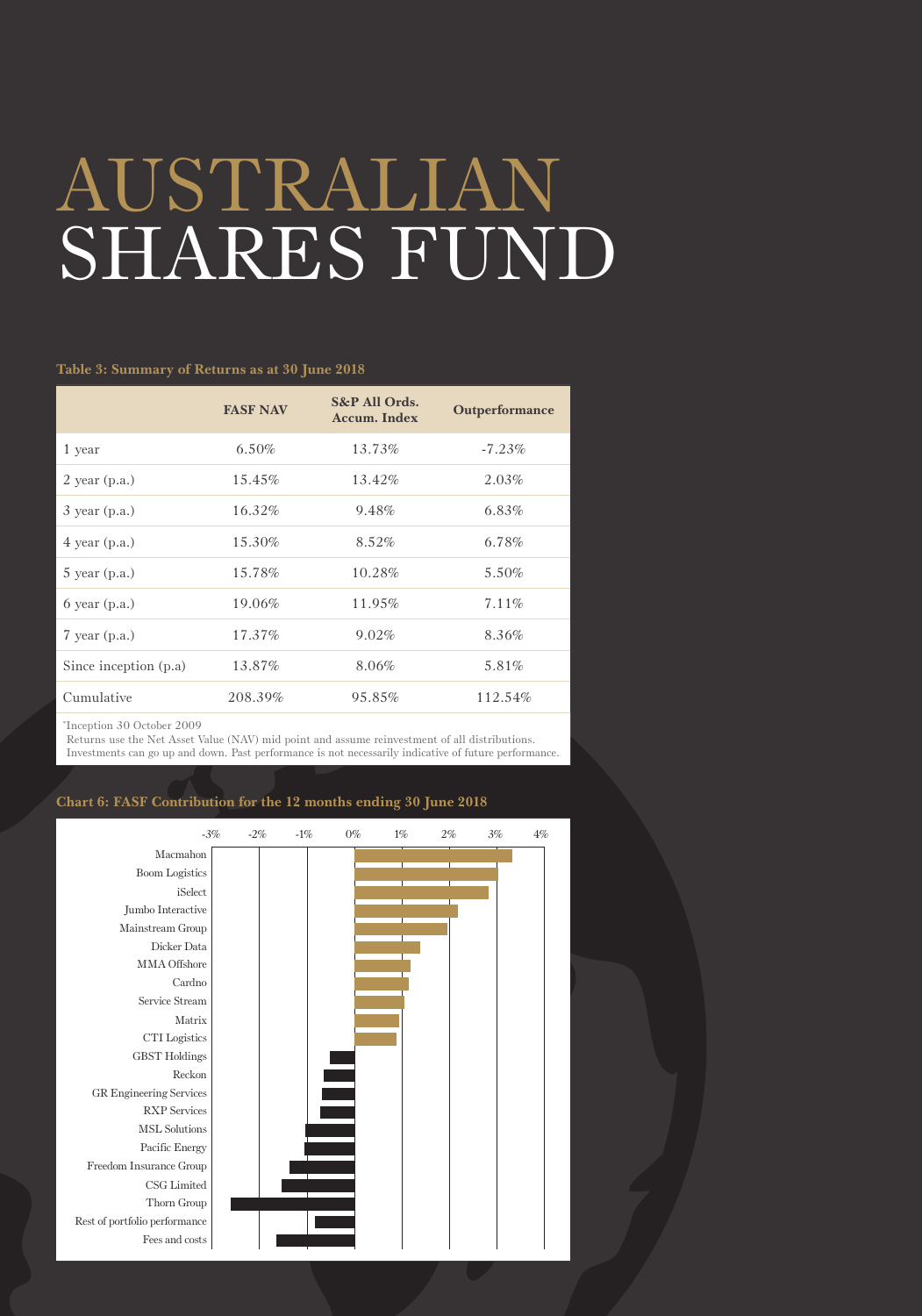# AUSTRALIAN SHARES FUND

**Table 3: Summary of Returns as at 30 June 2018**

| | FASF NAV | S&P All Ords. Accum. Index | Outperformance |
|---|---|---|---|
| 1 year | 6.50% | 13.73% | -7.23% |
| 2 year (p.a.) | 15.45% | 13.42% | 2.03% |
| 3 year (p.a.) | 16.32% | 9.48% | 6.83% |
| 4 year (p.a.) | 15.30% | 8.52% | 6.78% |
| 5 year (p.a.) | 15.78% | 10.28% | 5.50% |
| 6 year (p.a.) | 19.06% | 11.95% | 7.11% |
| 7 year (p.a.) | 17.37% | 9.02% | 8.36% |
| Since inception (p.a) | 13.87% | 8.06% | 5.81% |
| Cumulative | 208.39% | 95.85% | 112.54% |

*Inception 30 October 2009

Returns use the Net Asset Value (NAV) mid point and assume reinvestment of all distributions.
Investments can go up and down. Past performance is not necessarily indicative of future performance.

**Chart 6: FASF Contribution for the 12 months ending 30 June 2018**

Axis: -3%, -2%, -1%, 0%, 1%, 2%, 3%, 4%

Macmahon
Boom Logistics
iSelect
Jumbo Interactive
Mainstream Group
Dicker Data
MMA Offshore
Cardno
Service Stream
Matrix
CTI Logistics
GBST Holdings
Reckon
GR Engineering Services
RXP Services
MSL Solutions
Pacific Energy
Freedom Insurance Group
CSG Limited
Thorn Group
Rest of portfolio performance
Fees and costs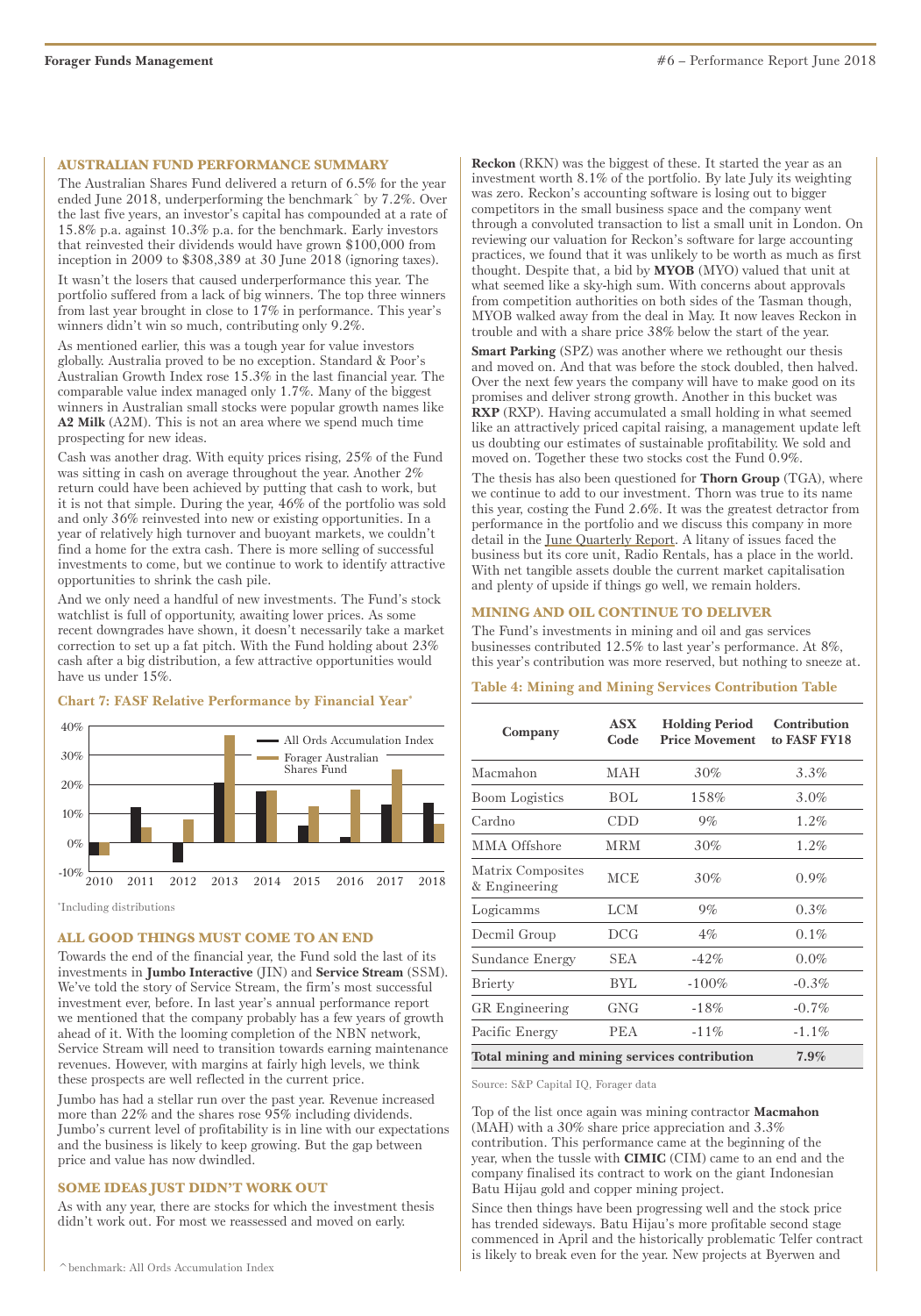## AUSTRALIAN FUND PERFORMANCE SUMMARY

The Australian Shares Fund delivered a return of 6.5% for the year ended June 2018, underperforming the benchmark^ by 7.2%. Over the last five years, an investor's capital has compounded at a rate of 15.8% p.a. against 10.3% p.a. for the benchmark. Early investors that reinvested their dividends would have grown $100,000 from inception in 2009 to $308,389 at 30 June 2018 (ignoring taxes).

It wasn't the losers that caused underperformance this year. The portfolio suffered from a lack of big winners. The top three winners from last year brought in close to 17% in performance. This year's winners didn't win so much, contributing only 9.2%.

As mentioned earlier, this was a tough year for value investors globally. Australia proved to be no exception. Standard & Poor's Australian Growth Index rose 15.3% in the last financial year. The comparable value index managed only 1.7%. Many of the biggest winners in Australian small stocks were popular growth names like **A2 Milk** (A2M). This is not an area where we spend much time prospecting for new ideas.

Cash was another drag. With equity prices rising, 25% of the Fund was sitting in cash on average throughout the year. Another 2% return could have been achieved by putting that cash to work, but it is not that simple. During the year, 46% of the portfolio was sold and only 36% reinvested into new or existing opportunities. In a year of relatively high turnover and buoyant markets, we couldn't find a home for the extra cash. There is more selling of successful investments to come, but we continue to work to identify attractive opportunities to shrink the cash pile.

And we only need a handful of new investments. The Fund's stock watchlist is full of opportunity, awaiting lower prices. As some recent downgrades have shown, it doesn't necessarily take a market correction to set up a fat pitch. With the Fund holding about 23% cash after a big distribution, a few attractive opportunities would have us under 15%.

### Chart 7: FASF Relative Performance by Financial Year*

| Financial Year | All Ords Accumulation Index | Forager Australian Shares Fund |
|---|---|---|
| 2010 | ~-3% | ~-4% |
| 2011 | ~12% | ~5% |
| 2012 | ~-7% | ~8% |
| 2013 | ~20% | ~37% |
| 2014 | ~17% | ~18% |
| 2015 | ~6% | ~12% |
| 2016 | ~2% | ~18% |
| 2017 | ~13% | ~25% |
| 2018 | ~14% | ~6.5% |

*Including distributions

## ALL GOOD THINGS MUST COME TO AN END

Towards the end of the financial year, the Fund sold the last of its investments in **Jumbo Interactive** (JIN) and **Service Stream** (SSM). We've told the story of Service Stream, the firm's most successful investment ever, before. In last year's annual performance report we mentioned that the company probably has a few years of growth ahead of it. With the looming completion of the NBN network, Service Stream will need to transition towards earning maintenance revenues. However, with margins at fairly high levels, we think these prospects are well reflected in the current price.

Jumbo has had a stellar run over the past year. Revenue increased more than 22% and the shares rose 95% including dividends. Jumbo's current level of profitability is in line with our expectations and the business is likely to keep growing. But the gap between price and value has now dwindled.

## SOME IDEAS JUST DIDN'T WORK OUT

As with any year, there are stocks for which the investment thesis didn't work out. For most we reassessed and moved on early.

**Reckon** (RKN) was the biggest of these. It started the year as an investment worth 8.1% of the portfolio. By late July its weighting was zero. Reckon's accounting software is losing out to bigger competitors in the small business space and the company went through a convoluted transaction to list a small unit in London. On reviewing our valuation for Reckon's software for large accounting practices, we found that it was unlikely to be worth as much as first thought. Despite that, a bid by **MYOB** (MYO) valued that unit at what seemed like a sky-high sum. With concerns about approvals from competition authorities on both sides of the Tasman though, MYOB walked away from the deal in May. It now leaves Reckon in trouble and with a share price 38% below the start of the year.

**Smart Parking** (SPZ) was another where we rethought our thesis and moved on. And that was before the stock doubled, then halved. Over the next few years the company will have to make good on its promises and deliver strong growth. Another in this bucket was **RXP** (RXP). Having accumulated a small holding in what seemed like an attractively priced capital raising, a management update left us doubting our estimates of sustainable profitability. We sold and moved on. Together these two stocks cost the Fund 0.9%.

The thesis has also been questioned for **Thorn Group** (TGA), where we continue to add to our investment. Thorn was true to its name this year, costing the Fund 2.6%. It was the greatest detractor from performance in the portfolio and we discuss this company in more detail in the June Quarterly Report. A litany of issues faced the business but its core unit, Radio Rentals, has a place in the world. With net tangible assets double the current market capitalisation and plenty of upside if things go well, we remain holders.

## MINING AND OIL CONTINUE TO DELIVER

The Fund's investments in mining and oil and gas services businesses contributed 12.5% to last year's performance. At 8%, this year's contribution was more reserved, but nothing to sneeze at.

### Table 4: Mining and Mining Services Contribution Table

| Company | ASX Code | Holding Period Price Movement | Contribution to FASF FY18 |
|---|---|---|---|
| Macmahon | MAH | 30% | 3.3% |
| Boom Logistics | BOL | 158% | 3.0% |
| Cardno | CDD | 9% | 1.2% |
| MMA Offshore | MRM | 30% | 1.2% |
| Matrix Composites & Engineering | MCE | 30% | 0.9% |
| Logicamms | LCM | 9% | 0.3% |
| Decmil Group | DCG | 4% | 0.1% |
| Sundance Energy | SEA | -42% | 0.0% |
| Brierty | BYL | -100% | -0.3% |
| GR Engineering | GNG | -18% | -0.7% |
| Pacific Energy | PEA | -11% | -1.1% |
| **Total mining and mining services contribution** | | | **7.9%** |

Source: S&P Capital IQ, Forager data

Top of the list once again was mining contractor **Macmahon** (MAH) with a 30% share price appreciation and 3.3% contribution. This performance came at the beginning of the year, when the tussle with **CIMIC** (CIM) came to an end and the company finalised its contract to work on the giant Indonesian Batu Hijau gold and copper mining project.

Since then things have been progressing well and the stock price has trended sideways. Batu Hijau's more profitable second stage commenced in April and the historically problematic Telfer contract is likely to break even for the year. New projects at Byerwen and

^benchmark: All Ords Accumulation Index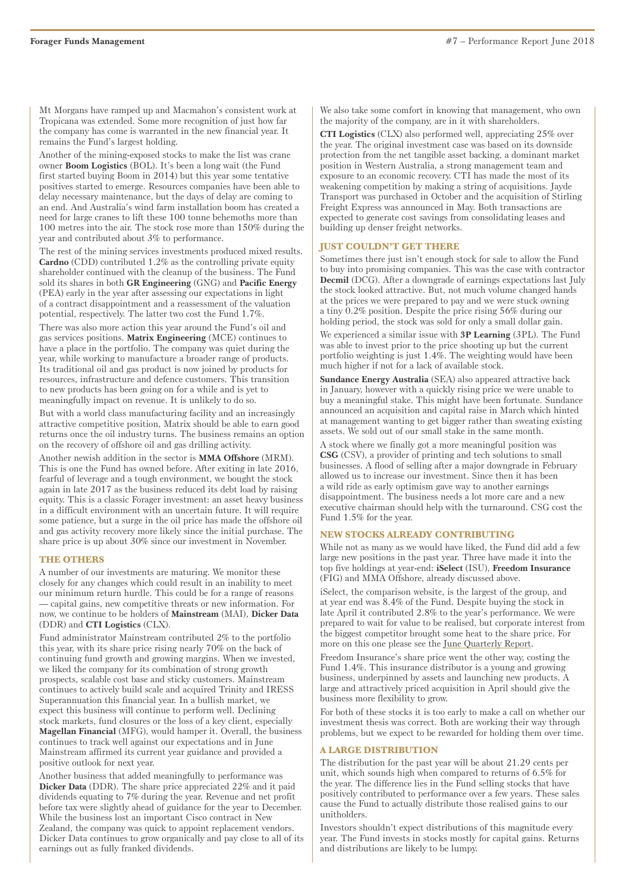Mt Morgans have ramped up and Macmahon's consistent work at Tropicana was extended. Some more recognition of just how far the company has come is warranted in the new financial year. It remains the Fund's largest holding.

Another of the mining-exposed stocks to make the list was crane owner **Boom Logistics** (BOL). It's been a long wait (the Fund first started buying Boom in 2014) but this year some tentative positives started to emerge. Resources companies have been able to delay necessary maintenance, but the days of delay are coming to an end. And Australia's wind farm installation boom has created a need for large cranes to lift these 100 tonne behemoths more than 100 metres into the air. The stock rose more than 150% during the year and contributed about 3% to performance.

The rest of the mining services investments produced mixed results. **Cardno** (CDD) contributed 1.2% as the controlling private equity shareholder continued with the cleanup of the business. The Fund sold its shares in both **GR Engineering** (GNG) and **Pacific Energy** (PEA) early in the year after assessing our expectations in light of a contract disappointment and a reassessment of the valuation potential, respectively. The latter two cost the Fund 1.7%.

There was also more action this year around the Fund's oil and gas services positions. **Matrix Engineering** (MCE) continues to have a place in the portfolio. The company was quiet during the year, while working to manufacture a broader range of products. Its traditional oil and gas product is now joined by products for resources, infrastructure and defence customers. This transition to new products has been going on for a while and is yet to meaningfully impact on revenue. It is unlikely to do so.

But with a world class manufacturing facility and an increasingly attractive competitive position, Matrix should be able to earn good returns once the oil industry turns. The business remains an option on the recovery of offshore oil and gas drilling activity.

Another newish addition in the sector is **MMA Offshore** (MRM). This is one the Fund has owned before. After exiting in late 2016, fearful of leverage and a tough environment, we bought the stock again in late 2017 as the business reduced its debt load by raising equity. This is a classic Forager investment: an asset heavy business in a difficult environment with an uncertain future. It will require some patience, but a surge in the oil price has made the offshore oil and gas activity recovery more likely since the initial purchase. The share price is up about 30% since our investment in November.

## THE OTHERS

A number of our investments are maturing. We monitor these closely for any changes which could result in an inability to meet our minimum return hurdle. This could be for a range of reasons — capital gains, new competitive threats or new information. For now, we continue to be holders of **Mainstream** (MAI), **Dicker Data** (DDR) and **CTI Logistics** (CLX).

Fund administrator Mainstream contributed 2% to the portfolio this year, with its share price rising nearly 70% on the back of continuing fund growth and growing margins. When we invested, we liked the company for its combination of strong growth prospects, scalable cost base and sticky customers. Mainstream continues to actively build scale and acquired Trinity and IRESS Superannuation this financial year. In a bullish market, we expect this business will continue to perform well. Declining stock markets, fund closures or the loss of a key client, especially **Magellan Financial** (MFG), would hamper it. Overall, the business continues to track well against our expectations and in June Mainstream affirmed its current year guidance and provided a positive outlook for next year.

Another business that added meaningfully to performance was **Dicker Data** (DDR). The share price appreciated 22% and it paid dividends equating to 7% during the year. Revenue and net profit before tax were slightly ahead of guidance for the year to December. While the business lost an important Cisco contract in New Zealand, the company was quick to appoint replacement vendors. Dicker Data continues to grow organically and pay close to all of its earnings out as fully franked dividends.

We also take some comfort in knowing that management, who own the majority of the company, are in it with shareholders.

**CTI Logistics** (CLX) also performed well, appreciating 25% over the year. The original investment case was based on its downside protection from the net tangible asset backing, a dominant market position in Western Australia, a strong management team and exposure to an economic recovery. CTI has made the most of its weakening competition by making a string of acquisitions. Jayde Transport was purchased in October and the acquisition of Stirling Freight Express was announced in May. Both transactions are expected to generate cost savings from consolidating leases and building up denser freight networks.

## JUST COULDN'T GET THERE

Sometimes there just isn't enough stock for sale to allow the Fund to buy into promising companies. This was the case with contractor **Decmil** (DCG). After a downgrade of earnings expectations last July the stock looked attractive. But, not much volume changed hands at the prices we were prepared to pay and we were stuck owning a tiny 0.2% position. Despite the price rising 56% during our holding period, the stock was sold for only a small dollar gain.

We experienced a similar issue with **3P Learning** (3PL). The Fund was able to invest prior to the price shooting up but the current portfolio weighting is just 1.4%. The weighting would have been much higher if not for a lack of available stock.

**Sundance Energy Australia** (SEA) also appeared attractive back in January, however with a quickly rising price we were unable to buy a meaningful stake. This might have been fortunate. Sundance announced an acquisition and capital raise in March which hinted at management wanting to get bigger rather than sweating existing assets. We sold out of our small stake in the same month.

A stock where we finally got a more meaningful position was **CSG** (CSV), a provider of printing and tech solutions to small businesses. A flood of selling after a major downgrade in February allowed us to increase our investment. Since then it has been a wild ride as early optimism gave way to another earnings disappointment. The business needs a lot more care and a new executive chairman should help with the turnaround. CSG cost the Fund 1.5% for the year.

## NEW STOCKS ALREADY CONTRIBUTING

While not as many as we would have liked, the Fund did add a few large new positions in the past year. Three have made it into the top five holdings at year-end: **iSelect** (ISU), **Freedom Insurance** (FIG) and MMA Offshore, already discussed above.

iSelect, the comparison website, is the largest of the group, and at year end was 8.4% of the Fund. Despite buying the stock in late April it contributed 2.8% to the year's performance. We were prepared to wait for value to be realised, but corporate interest from the biggest competitor brought some heat to the share price. For more on this one please see the June Quarterly Report.

Freedom Insurance's share price went the other way, costing the Fund 1.4%. This insurance distributor is a young and growing business, underpinned by assets and launching new products. A large and attractively priced acquisition in April should give the business more flexibility to grow.

For both of these stocks it is too early to make a call on whether our investment thesis was correct. Both are working their way through problems, but we expect to be rewarded for holding them over time.

## A LARGE DISTRIBUTION

The distribution for the past year will be about 21.29 cents per unit, which sounds high when compared to returns of 6.5% for the year. The difference lies in the Fund selling stocks that have positively contributed to performance over a few years. These sales cause the Fund to actually distribute those realised gains to our unitholders.

Investors shouldn't expect distributions of this magnitude every year. The Fund invests in stocks mostly for capital gains. Returns and distributions are likely to be lumpy.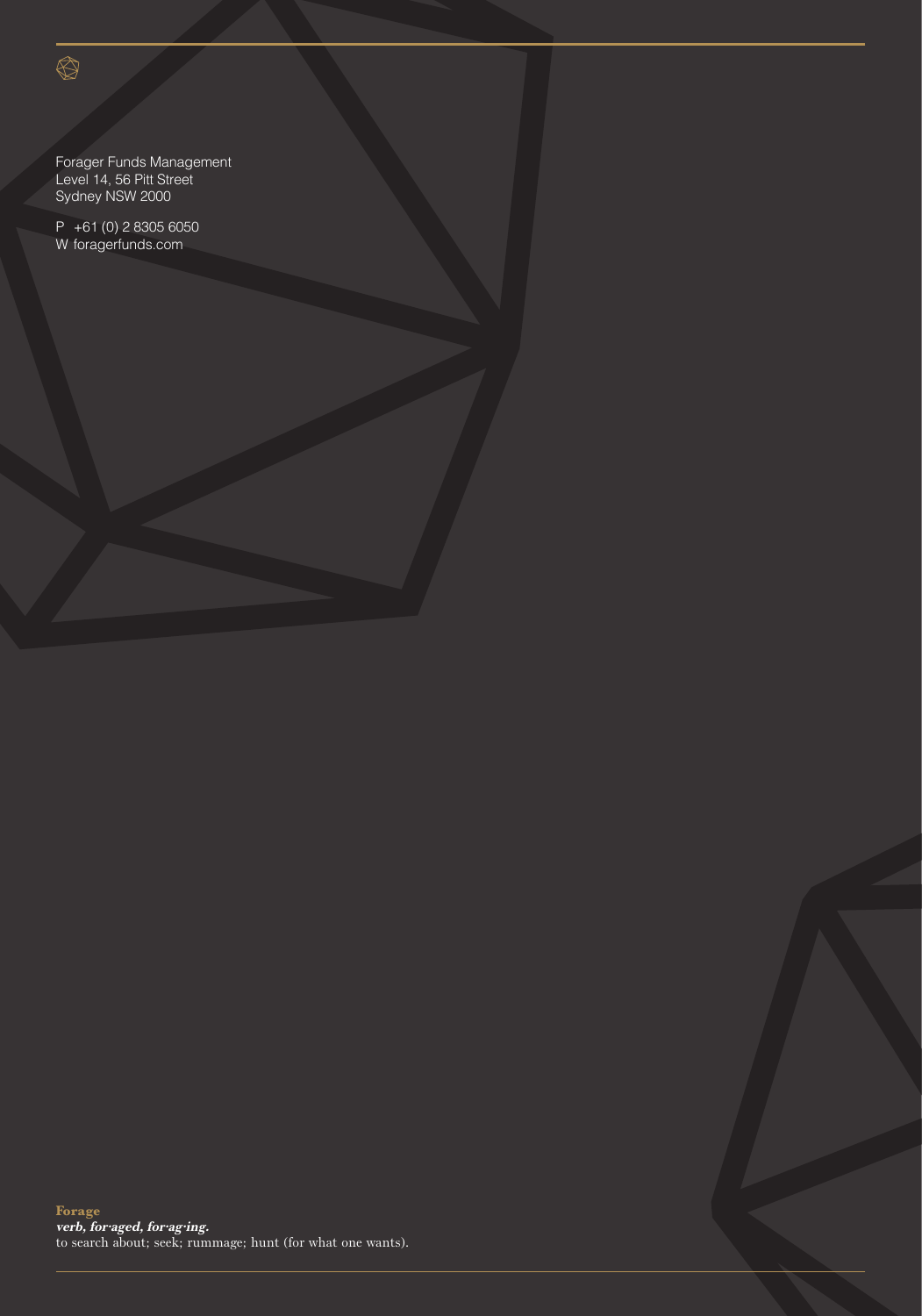Forager Funds Management
Level 14, 56 Pitt Street
Sydney NSW 2000

P +61 (0) 2 8305 6050
W foragerfunds.com

**Forage**
***verb, for·aged, for·ag·ing.***
to search about; seek; rummage; hunt (for what one wants).